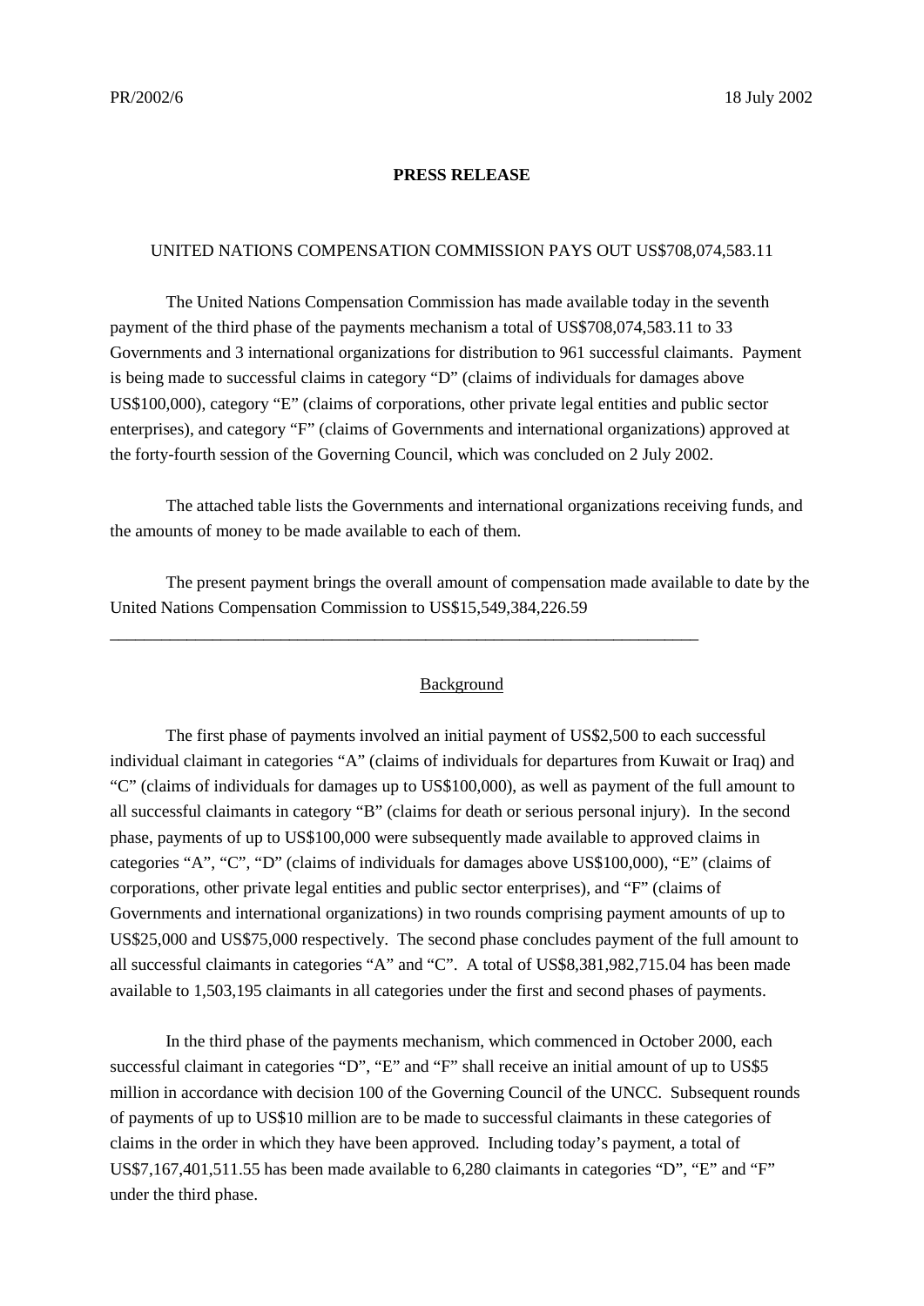PR/2002/6 18 July 2002

**PRESS RELEASE**

UNITED NATIONS COMPENSATION COMMISSION PAYS OUT US$708,074,583.11

The United Nations Compensation Commission has made available today in the seventh payment of the third phase of the payments mechanism a total of US$708,074,583.11 to 33 Governments and 3 international organizations for distribution to 961 successful claimants. Payment is being made to successful claims in category "D" (claims of individuals for damages above US$100,000), category "E" (claims of corporations, other private legal entities and public sector enterprises), and category "F" (claims of Governments and international organizations) approved at the forty-fourth session of the Governing Council, which was concluded on 2 July 2002.

The attached table lists the Governments and international organizations receiving funds, and the amounts of money to be made available to each of them.

The present payment brings the overall amount of compensation made available to date by the United Nations Compensation Commission to US$15,549,384,226.59

---

Background

The first phase of payments involved an initial payment of US$2,500 to each successful individual claimant in categories "A" (claims of individuals for departures from Kuwait or Iraq) and "C" (claims of individuals for damages up to US$100,000), as well as payment of the full amount to all successful claimants in category "B" (claims for death or serious personal injury). In the second phase, payments of up to US$100,000 were subsequently made available to approved claims in categories "A", "C", "D" (claims of individuals for damages above US$100,000), "E" (claims of corporations, other private legal entities and public sector enterprises), and "F" (claims of Governments and international organizations) in two rounds comprising payment amounts of up to US$25,000 and US$75,000 respectively. The second phase concludes payment of the full amount to all successful claimants in categories "A" and "C". A total of US$8,381,982,715.04 has been made available to 1,503,195 claimants in all categories under the first and second phases of payments.

In the third phase of the payments mechanism, which commenced in October 2000, each successful claimant in categories "D", "E" and "F" shall receive an initial amount of up to US$5 million in accordance with decision 100 of the Governing Council of the UNCC. Subsequent rounds of payments of up to US$10 million are to be made to successful claimants in these categories of claims in the order in which they have been approved. Including today's payment, a total of US$7,167,401,511.55 has been made available to 6,280 claimants in categories "D", "E" and "F" under the third phase.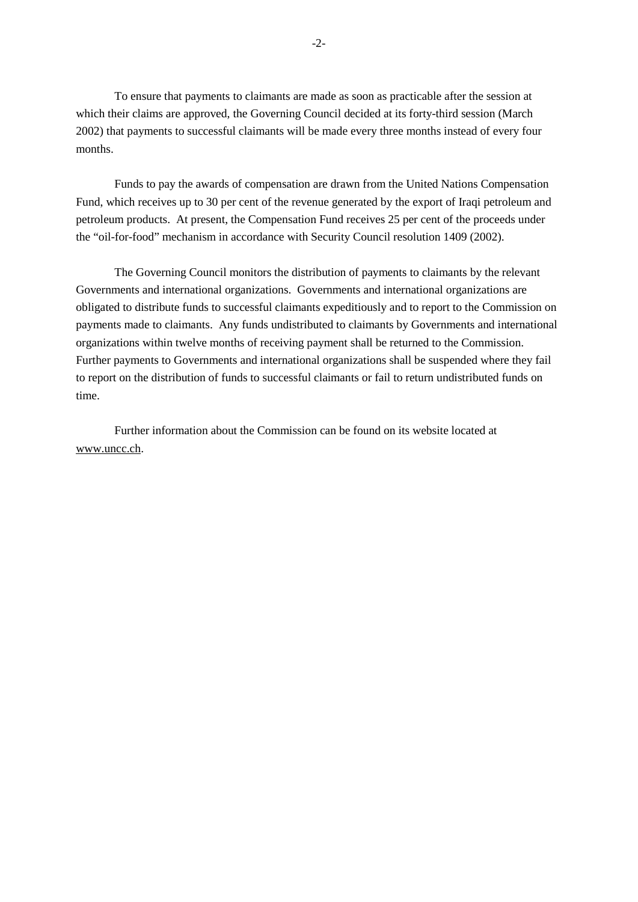To ensure that payments to claimants are made as soon as practicable after the session at which their claims are approved, the Governing Council decided at its forty-third session (March 2002) that payments to successful claimants will be made every three months instead of every four months.

Funds to pay the awards of compensation are drawn from the United Nations Compensation Fund, which receives up to 30 per cent of the revenue generated by the export of Iraqi petroleum and petroleum products. At present, the Compensation Fund receives 25 per cent of the proceeds under the "oil-for-food" mechanism in accordance with Security Council resolution 1409 (2002).

The Governing Council monitors the distribution of payments to claimants by the relevant Governments and international organizations. Governments and international organizations are obligated to distribute funds to successful claimants expeditiously and to report to the Commission on payments made to claimants. Any funds undistributed to claimants by Governments and international organizations within twelve months of receiving payment shall be returned to the Commission. Further payments to Governments and international organizations shall be suspended where they fail to report on the distribution of funds to successful claimants or fail to return undistributed funds on time.

Further information about the Commission can be found on its website located at www.uncc.ch.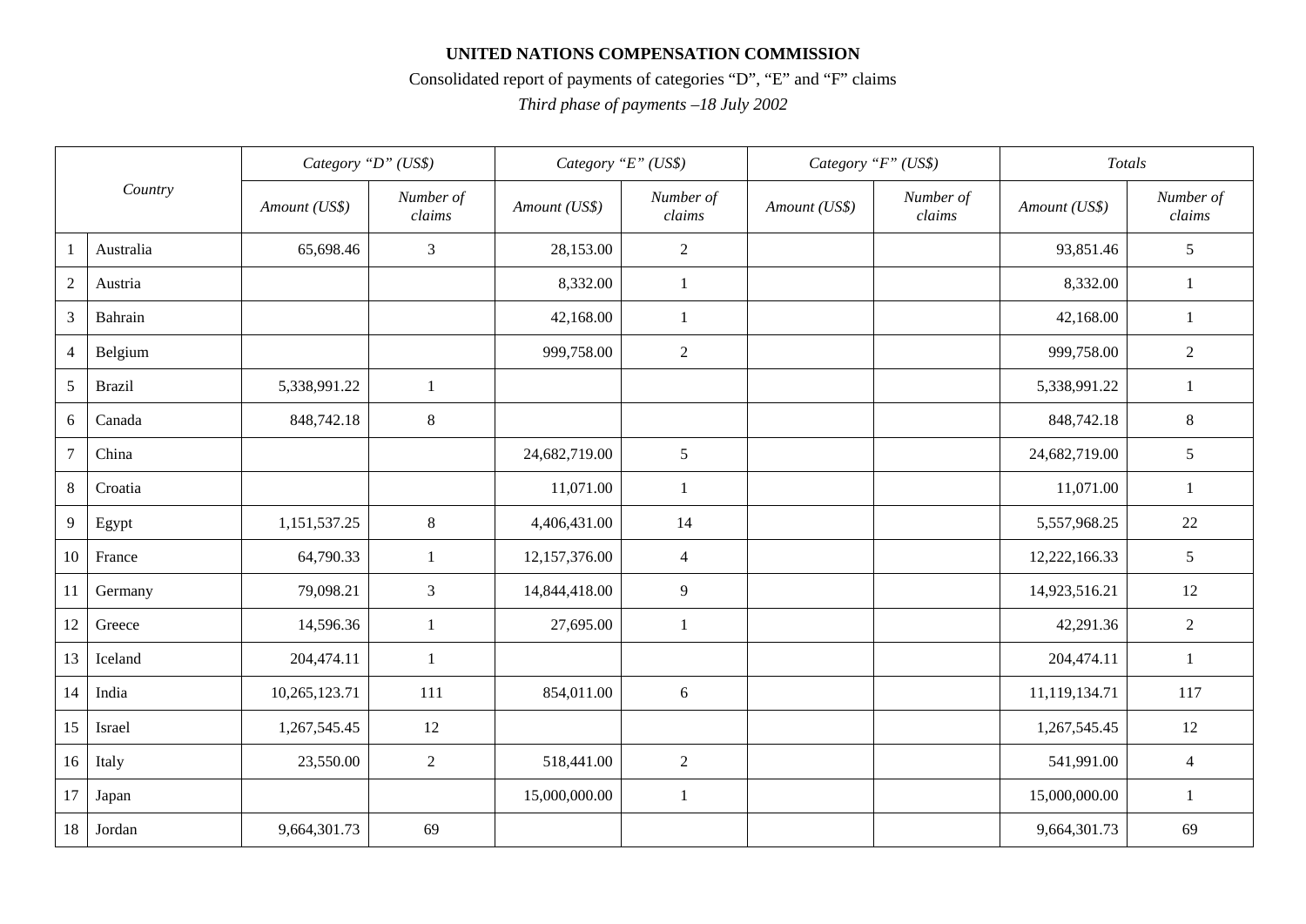**UNITED NATIONS COMPENSATION COMMISSION**

Consolidated report of payments of categories "D", "E" and "F" claims

*Third phase of payments –18 July 2002*

| | Country | *Category "D" (US$)* | | *Category "E" (US$)* | | *Category "F" (US$)* | | *Totals* | |
|---|---|---|---|---|---|---|---|---|---|
| | | *Amount (US$)* | *Number of claims* | *Amount (US$)* | *Number of claims* | *Amount (US$)* | *Number of claims* | *Amount (US$)* | *Number of claims* |
| 1 | Australia | 65,698.46 | 3 | 28,153.00 | 2 | | | 93,851.46 | 5 |
| 2 | Austria | | | 8,332.00 | 1 | | | 8,332.00 | 1 |
| 3 | Bahrain | | | 42,168.00 | 1 | | | 42,168.00 | 1 |
| 4 | Belgium | | | 999,758.00 | 2 | | | 999,758.00 | 2 |
| 5 | Brazil | 5,338,991.22 | 1 | | | | | 5,338,991.22 | 1 |
| 6 | Canada | 848,742.18 | 8 | | | | | 848,742.18 | 8 |
| 7 | China | | | 24,682,719.00 | 5 | | | 24,682,719.00 | 5 |
| 8 | Croatia | | | 11,071.00 | 1 | | | 11,071.00 | 1 |
| 9 | Egypt | 1,151,537.25 | 8 | 4,406,431.00 | 14 | | | 5,557,968.25 | 22 |
| 10 | France | 64,790.33 | 1 | 12,157,376.00 | 4 | | | 12,222,166.33 | 5 |
| 11 | Germany | 79,098.21 | 3 | 14,844,418.00 | 9 | | | 14,923,516.21 | 12 |
| 12 | Greece | 14,596.36 | 1 | 27,695.00 | 1 | | | 42,291.36 | 2 |
| 13 | Iceland | 204,474.11 | 1 | | | | | 204,474.11 | 1 |
| 14 | India | 10,265,123.71 | 111 | 854,011.00 | 6 | | | 11,119,134.71 | 117 |
| 15 | Israel | 1,267,545.45 | 12 | | | | | 1,267,545.45 | 12 |
| 16 | Italy | 23,550.00 | 2 | 518,441.00 | 2 | | | 541,991.00 | 4 |
| 17 | Japan | | | 15,000,000.00 | 1 | | | 15,000,000.00 | 1 |
| 18 | Jordan | 9,664,301.73 | 69 | | | | | 9,664,301.73 | 69 |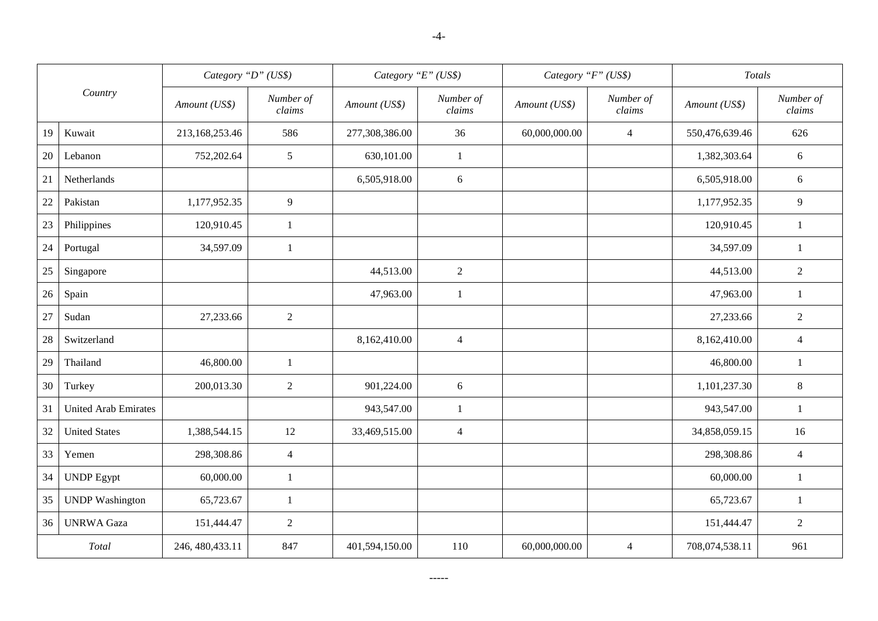| Country | | Category “D” (US$) | | Category “E” (US$) | | Category “F” (US$) | | Totals | |
|---|---|---|---|---|---|---|---|---|---|
| | | Amount (US$) | Number of claims | Amount (US$) | Number of claims | Amount (US$) | Number of claims | Amount (US$) | Number of claims |
| 19 | Kuwait | 213,168,253.46 | 586 | 277,308,386.00 | 36 | 60,000,000.00 | 4 | 550,476,639.46 | 626 |
| 20 | Lebanon | 752,202.64 | 5 | 630,101.00 | 1 | | | 1,382,303.64 | 6 |
| 21 | Netherlands | | | 6,505,918.00 | 6 | | | 6,505,918.00 | 6 |
| 22 | Pakistan | 1,177,952.35 | 9 | | | | | 1,177,952.35 | 9 |
| 23 | Philippines | 120,910.45 | 1 | | | | | 120,910.45 | 1 |
| 24 | Portugal | 34,597.09 | 1 | | | | | 34,597.09 | 1 |
| 25 | Singapore | | | 44,513.00 | 2 | | | 44,513.00 | 2 |
| 26 | Spain | | | 47,963.00 | 1 | | | 47,963.00 | 1 |
| 27 | Sudan | 27,233.66 | 2 | | | | | 27,233.66 | 2 |
| 28 | Switzerland | | | 8,162,410.00 | 4 | | | 8,162,410.00 | 4 |
| 29 | Thailand | 46,800.00 | 1 | | | | | 46,800.00 | 1 |
| 30 | Turkey | 200,013.30 | 2 | 901,224.00 | 6 | | | 1,101,237.30 | 8 |
| 31 | United Arab Emirates | | | 943,547.00 | 1 | | | 943,547.00 | 1 |
| 32 | United States | 1,388,544.15 | 12 | 33,469,515.00 | 4 | | | 34,858,059.15 | 16 |
| 33 | Yemen | 298,308.86 | 4 | | | | | 298,308.86 | 4 |
| 34 | UNDP Egypt | 60,000.00 | 1 | | | | | 60,000.00 | 1 |
| 35 | UNDP Washington | 65,723.67 | 1 | | | | | 65,723.67 | 1 |
| 36 | UNRWA Gaza | 151,444.47 | 2 | | | | | 151,444.47 | 2 |
| Total | | 246, 480,433.11 | 847 | 401,594,150.00 | 110 | 60,000,000.00 | 4 | 708,074,538.11 | 961 |

-----